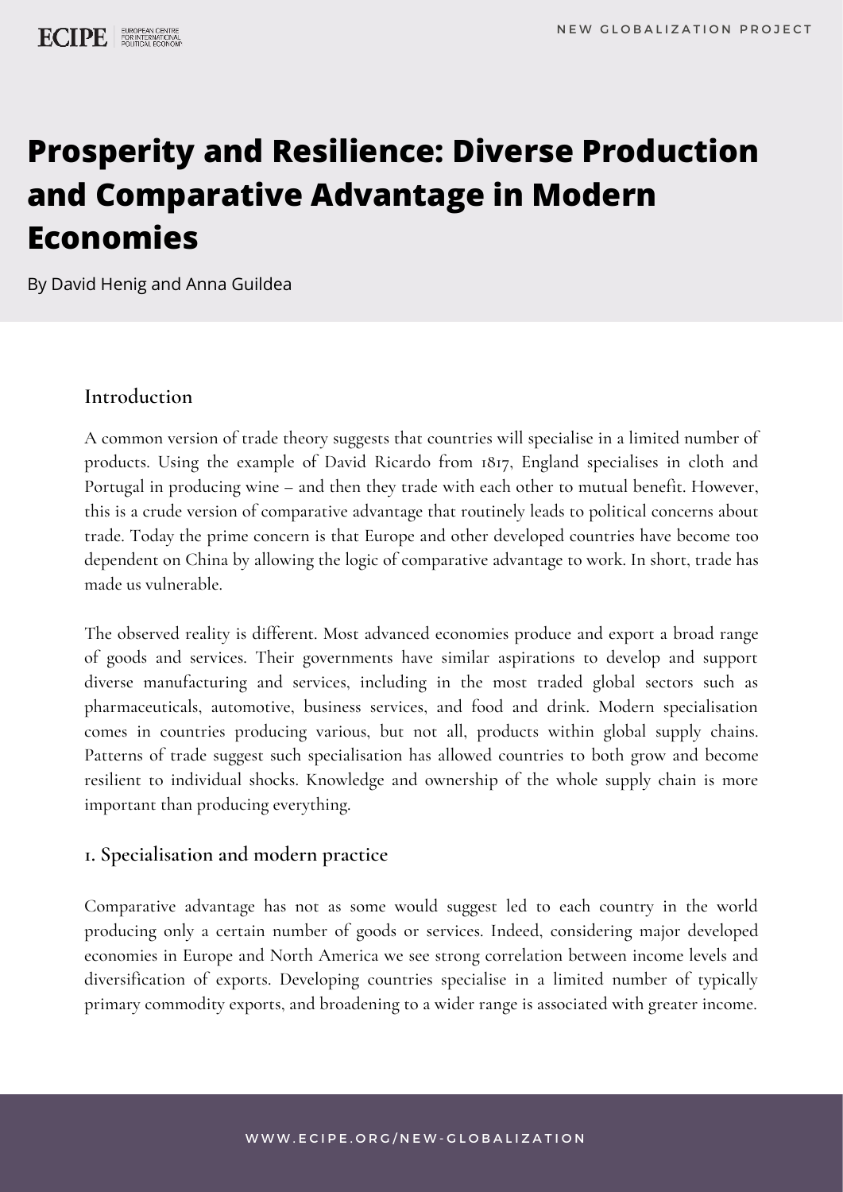# Prosperity and Resilience: Diverse Production and Comparative Advantage in Modern Economies

By David Henig and Anna Guildea

## Introduction

A common version of trade theory suggests that countries will specialise in a limited number of products. Using the example of David Ricardo from 1817, England specialises in cloth and Portugal in producing wine – and then they trade with each other to mutual benefit. However, this is a crude version of comparative advantage that routinely leads to political concerns about trade. Today the prime concern is that Europe and other developed countries have become too dependent on China by allowing the logic of comparative advantage to work. In short, trade has made us vulnerable.

The observed reality is different. Most advanced economies produce and export a broad range of goods and services. Their governments have similar aspirations to develop and support diverse manufacturing and services, including in the most traded global sectors such as pharmaceuticals, automotive, business services, and food and drink. Modern specialisation comes in countries producing various, but not all, products within global supply chains. Patterns of trade suggest such specialisation has allowed countries to both grow and become resilient to individual shocks. Knowledge and ownership of the whole supply chain is more important than producing everything.

## 1. Specialisation and modern practice

Comparative advantage has not as some would suggest led to each country in the world producing only a certain number of goods or services. Indeed, considering major developed economies in Europe and North America we see strong correlation between income levels and diversification of exports. Developing countries specialise in a limited number of typically primary commodity exports, and broadening to a wider range is associated with greater income.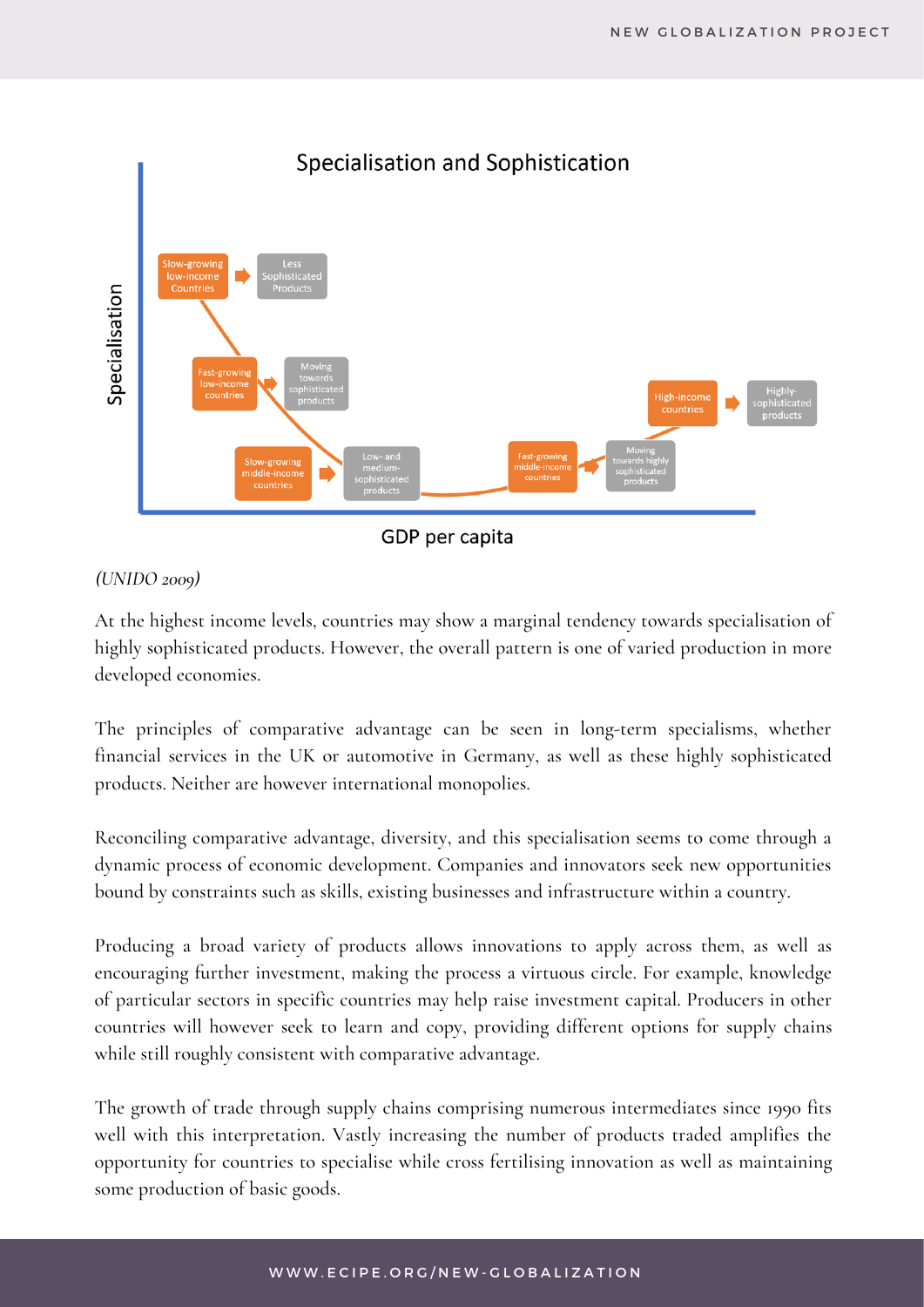Specialisation and Sophistication

Specialisation

- Slow-growing low-income Countries → Less Sophisticated Products
- Fast-growing low-income countries → Moving towards sophisticated products
- Slow-growing middle-income countries → Low- and medium-sophisticated products
- Fast-growing middle-income countries → Moving towards highly sophisticated products
- High-income countries → Highly-sophisticated products

GDP per capita

*(UNIDO 2009)*

At the highest income levels, countries may show a marginal tendency towards specialisation of highly sophisticated products. However, the overall pattern is one of varied production in more developed economies.

The principles of comparative advantage can be seen in long-term specialisms, whether financial services in the UK or automotive in Germany, as well as these highly sophisticated products. Neither are however international monopolies.

Reconciling comparative advantage, diversity, and this specialisation seems to come through a dynamic process of economic development. Companies and innovators seek new opportunities bound by constraints such as skills, existing businesses and infrastructure within a country.

Producing a broad variety of products allows innovations to apply across them, as well as encouraging further investment, making the process a virtuous circle. For example, knowledge of particular sectors in specific countries may help raise investment capital. Producers in other countries will however seek to learn and copy, providing different options for supply chains while still roughly consistent with comparative advantage.

The growth of trade through supply chains comprising numerous intermediates since 1990 fits well with this interpretation. Vastly increasing the number of products traded amplifies the opportunity for countries to specialise while cross fertilising innovation as well as maintaining some production of basic goods.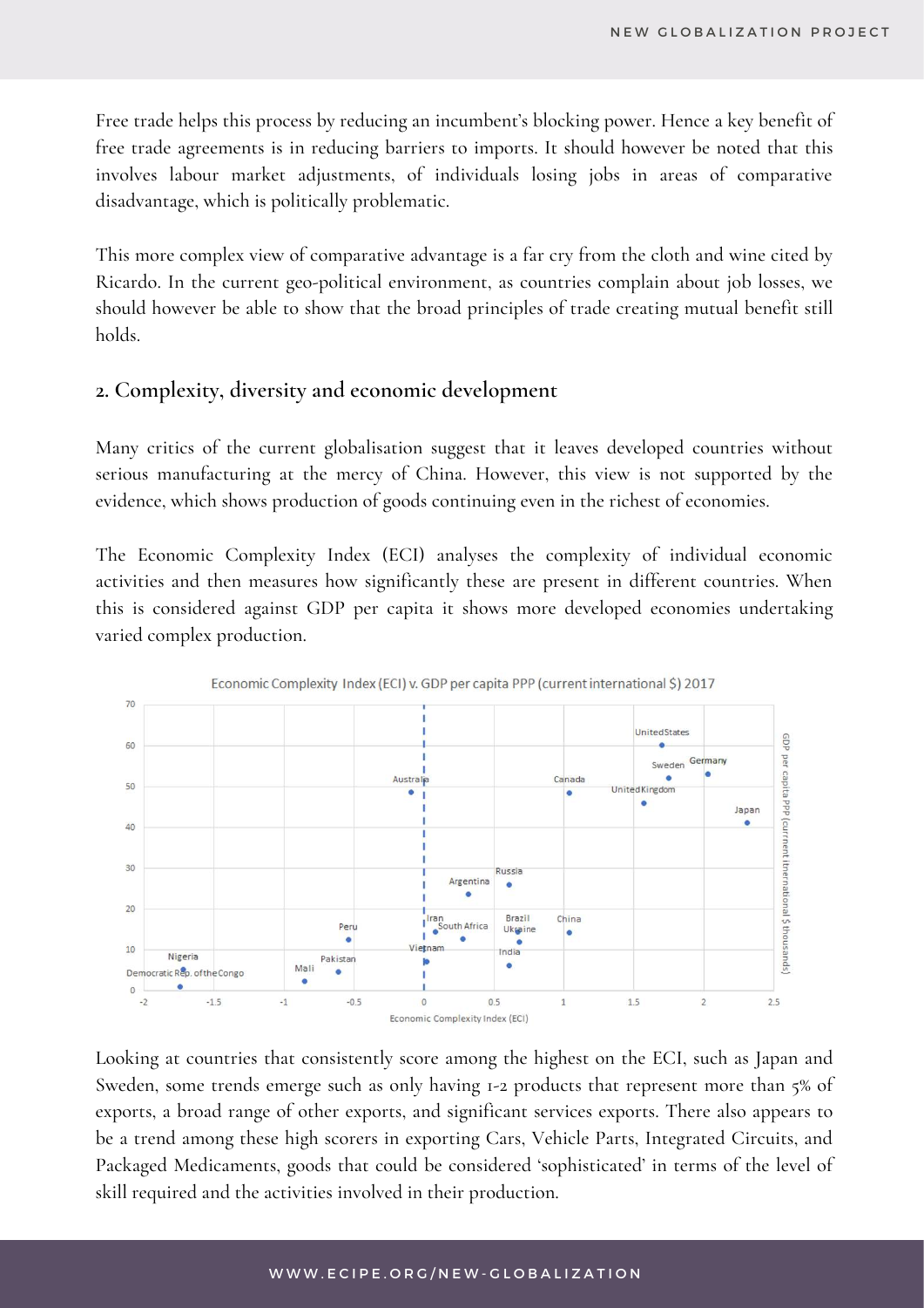Free trade helps this process by reducing an incumbent's blocking power. Hence a key benefit of free trade agreements is in reducing barriers to imports. It should however be noted that this involves labour market adjustments, of individuals losing jobs in areas of comparative disadvantage, which is politically problematic.

This more complex view of comparative advantage is a far cry from the cloth and wine cited by Ricardo. In the current geo-political environment, as countries complain about job losses, we should however be able to show that the broad principles of trade creating mutual benefit still holds.

## 2. Complexity, diversity and economic development

Many critics of the current globalisation suggest that it leaves developed countries without serious manufacturing at the mercy of China. However, this view is not supported by the evidence, which shows production of goods continuing even in the richest of economies.

The Economic Complexity Index (ECI) analyses the complexity of individual economic activities and then measures how significantly these are present in different countries. When this is considered against GDP per capita it shows more developed economies undertaking varied complex production.

Economic Complexity Index (ECI) v. GDP per capita PPP (current international $) 2017

Looking at countries that consistently score among the highest on the ECI, such as Japan and Sweden, some trends emerge such as only having 1-2 products that represent more than 5% of exports, a broad range of other exports, and significant services exports. There also appears to be a trend among these high scorers in exporting Cars, Vehicle Parts, Integrated Circuits, and Packaged Medicaments, goods that could be considered 'sophisticated' in terms of the level of skill required and the activities involved in their production.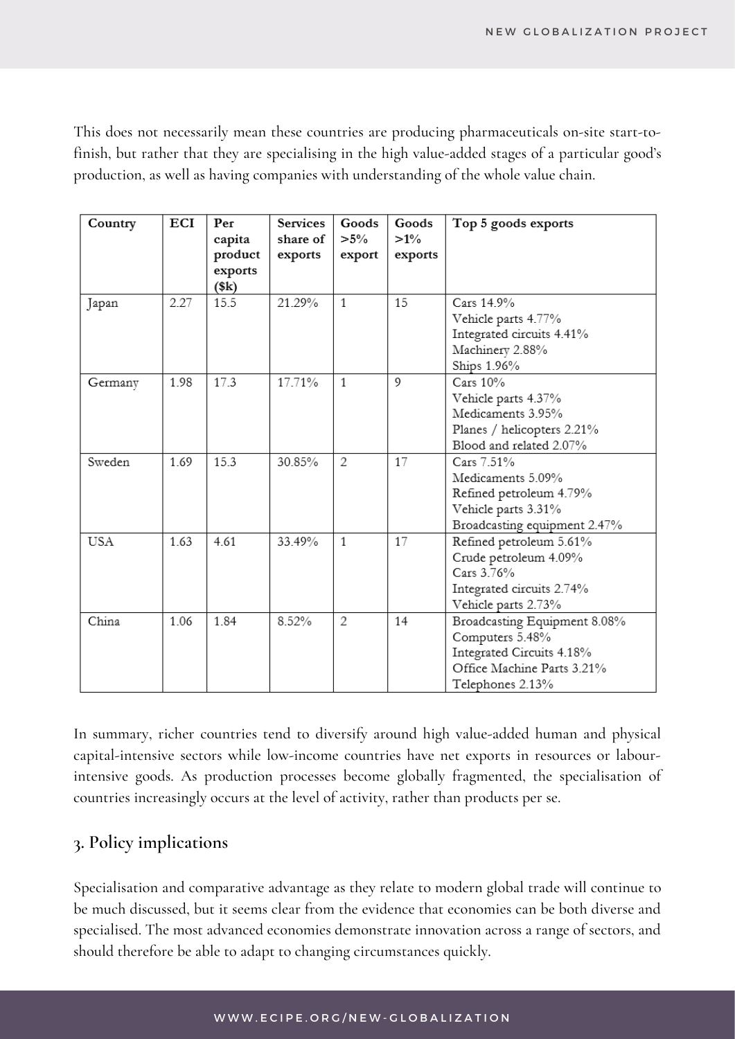This does not necessarily mean these countries are producing pharmaceuticals on-site start-to-finish, but rather that they are specialising in the high value-added stages of a particular good's production, as well as having companies with understanding of the whole value chain.

| Country | ECI | Per capita product exports ($k) | Services share of exports | Goods >5% export | Goods >1% exports | Top 5 goods exports |
|---|---|---|---|---|---|---|
| Japan | 2.27 | 15.5 | 21.29% | 1 | 15 | Cars 14.9%<br>Vehicle parts 4.77%<br>Integrated circuits 4.41%<br>Machinery 2.88%<br>Ships 1.96% |
| Germany | 1.98 | 17.3 | 17.71% | 1 | 9 | Cars 10%<br>Vehicle parts 4.37%<br>Medicaments 3.95%<br>Planes / helicopters 2.21%<br>Blood and related 2.07% |
| Sweden | 1.69 | 15.3 | 30.85% | 2 | 17 | Cars 7.51%<br>Medicaments 5.09%<br>Refined petroleum 4.79%<br>Vehicle parts 3.31%<br>Broadcasting equipment 2.47% |
| USA | 1.63 | 4.61 | 33.49% | 1 | 17 | Refined petroleum 5.61%<br>Crude petroleum 4.09%<br>Cars 3.76%<br>Integrated circuits 2.74%<br>Vehicle parts 2.73% |
| China | 1.06 | 1.84 | 8.52% | 2 | 14 | Broadcasting Equipment 8.08%<br>Computers 5.48%<br>Integrated Circuits 4.18%<br>Office Machine Parts 3.21%<br>Telephones 2.13% |

In summary, richer countries tend to diversify around high value-added human and physical capital-intensive sectors while low-income countries have net exports in resources or labour-intensive goods. As production processes become globally fragmented, the specialisation of countries increasingly occurs at the level of activity, rather than products per se.

## 3. Policy implications

Specialisation and comparative advantage as they relate to modern global trade will continue to be much discussed, but it seems clear from the evidence that economies can be both diverse and specialised. The most advanced economies demonstrate innovation across a range of sectors, and should therefore be able to adapt to changing circumstances quickly.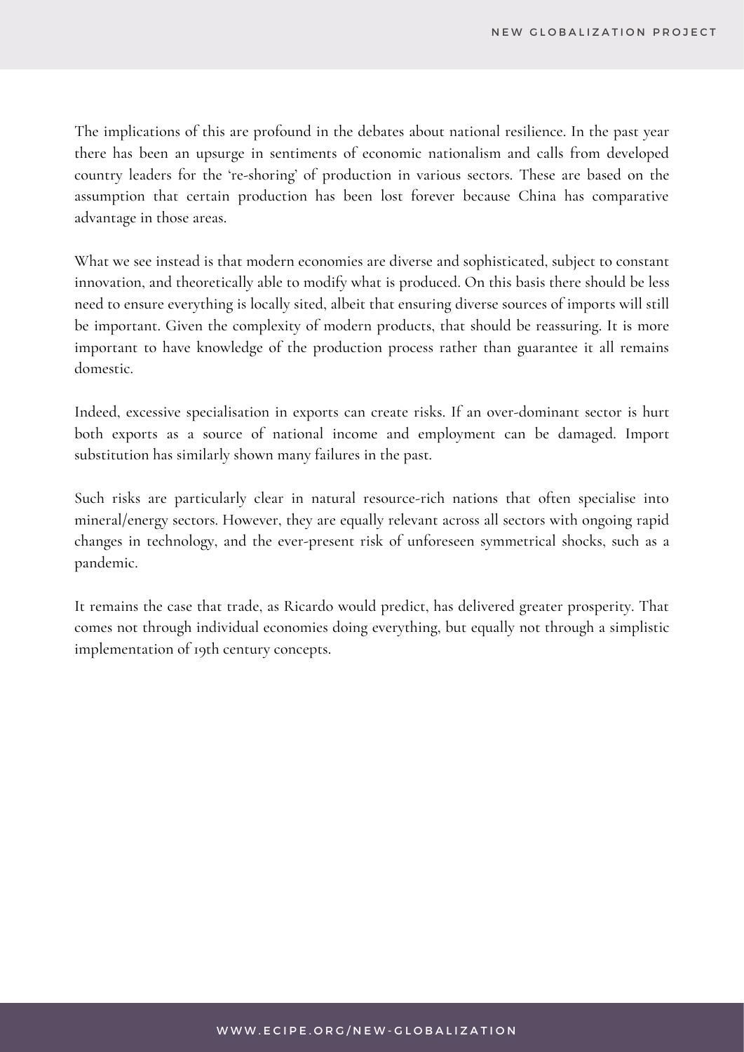The implications of this are profound in the debates about national resilience. In the past year there has been an upsurge in sentiments of economic nationalism and calls from developed country leaders for the 're-shoring' of production in various sectors. These are based on the assumption that certain production has been lost forever because China has comparative advantage in those areas.

What we see instead is that modern economies are diverse and sophisticated, subject to constant innovation, and theoretically able to modify what is produced. On this basis there should be less need to ensure everything is locally sited, albeit that ensuring diverse sources of imports will still be important. Given the complexity of modern products, that should be reassuring. It is more important to have knowledge of the production process rather than guarantee it all remains domestic.

Indeed, excessive specialisation in exports can create risks. If an over-dominant sector is hurt both exports as a source of national income and employment can be damaged. Import substitution has similarly shown many failures in the past.

Such risks are particularly clear in natural resource-rich nations that often specialise into mineral/energy sectors. However, they are equally relevant across all sectors with ongoing rapid changes in technology, and the ever-present risk of unforeseen symmetrical shocks, such as a pandemic.

It remains the case that trade, as Ricardo would predict, has delivered greater prosperity. That comes not through individual economies doing everything, but equally not through a simplistic implementation of 19th century concepts.